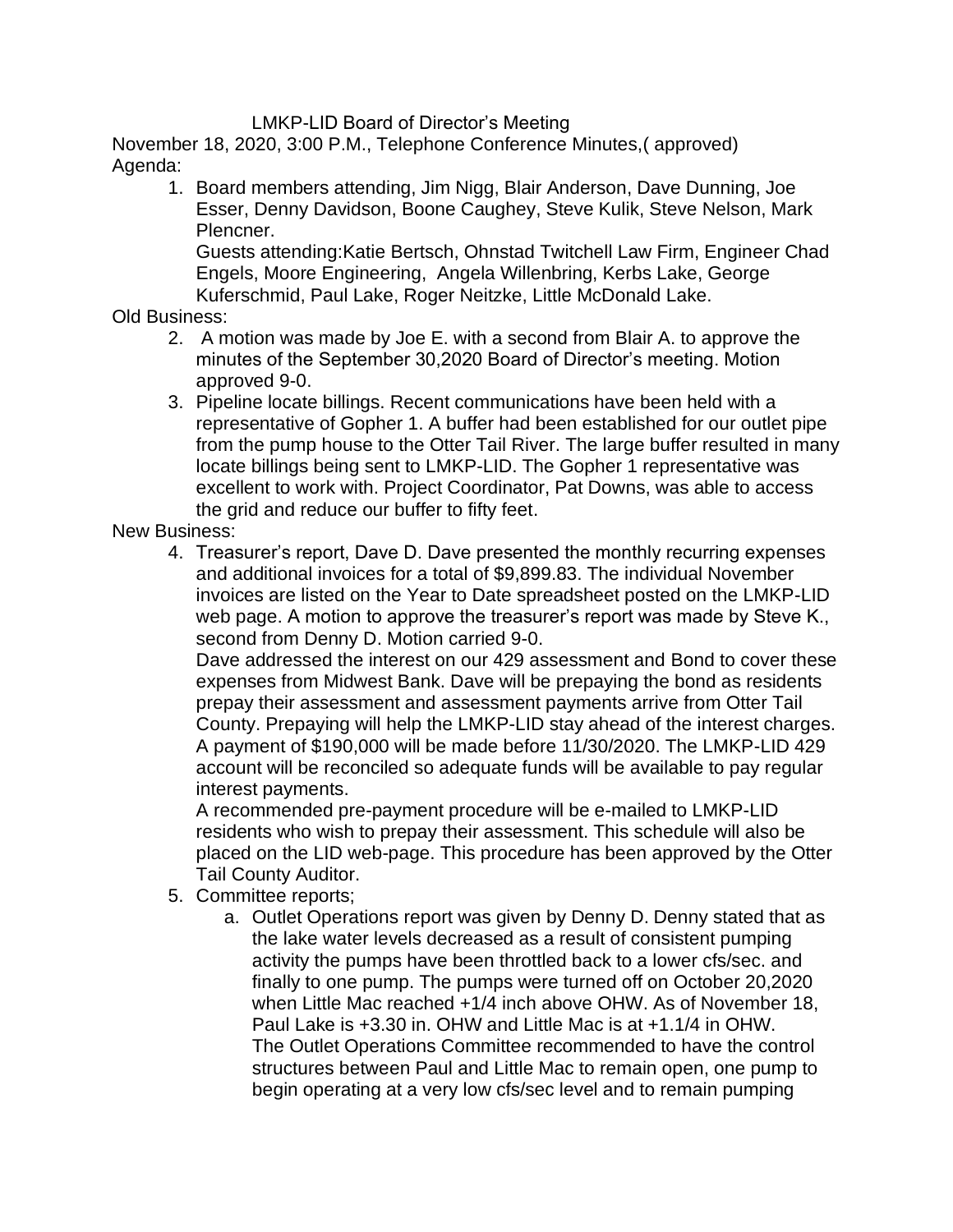# LMKP-LID Board of Director's Meeting

November 18, 2020, 3:00 P.M., Telephone Conference Minutes,( approved)

Agenda:

1. Board members attending, Jim Nigg, Blair Anderson, Dave Dunning, Joe Esser, Denny Davidson, Boone Caughey, Steve Kulik, Steve Nelson, Mark Plencner.

   Guests attending:Katie Bertsch, Ohnstad Twitchell Law Firm, Engineer Chad Engels, Moore Engineering, Angela Willenbring, Kerbs Lake, George Kuferschmid, Paul Lake, Roger Neitzke, Little McDonald Lake.

Old Business:

2. A motion was made by Joe E. with a second from Blair A. to approve the minutes of the September 30,2020 Board of Director's meeting. Motion approved 9-0.
3. Pipeline locate billings. Recent communications have been held with a representative of Gopher 1. A buffer had been established for our outlet pipe from the pump house to the Otter Tail River. The large buffer resulted in many locate billings being sent to LMKP-LID. The Gopher 1 representative was excellent to work with. Project Coordinator, Pat Downs, was able to access the grid and reduce our buffer to fifty feet.

New Business:

4. Treasurer's report, Dave D. Dave presented the monthly recurring expenses and additional invoices for a total of $9,899.83. The individual November invoices are listed on the Year to Date spreadsheet posted on the LMKP-LID web page. A motion to approve the treasurer's report was made by Steve K., second from Denny D. Motion carried 9-0.

   Dave addressed the interest on our 429 assessment and Bond to cover these expenses from Midwest Bank. Dave will be prepaying the bond as residents prepay their assessment and assessment payments arrive from Otter Tail County. Prepaying will help the LMKP-LID stay ahead of the interest charges. A payment of $190,000 will be made before 11/30/2020. The LMKP-LID 429 account will be reconciled so adequate funds will be available to pay regular interest payments.

   A recommended pre-payment procedure will be e-mailed to LMKP-LID residents who wish to prepay their assessment. This schedule will also be placed on the LID web-page. This procedure has been approved by the Otter Tail County Auditor.

5. Committee reports;
   a. Outlet Operations report was given by Denny D. Denny stated that as the lake water levels decreased as a result of consistent pumping activity the pumps have been throttled back to a lower cfs/sec. and finally to one pump. The pumps were turned off on October 20,2020 when Little Mac reached +1/4 inch above OHW. As of November 18, Paul Lake is +3.30 in. OHW and Little Mac is at +1.1/4 in OHW. The Outlet Operations Committee recommended to have the control structures between Paul and Little Mac to remain open, one pump to begin operating at a very low cfs/sec level and to remain pumping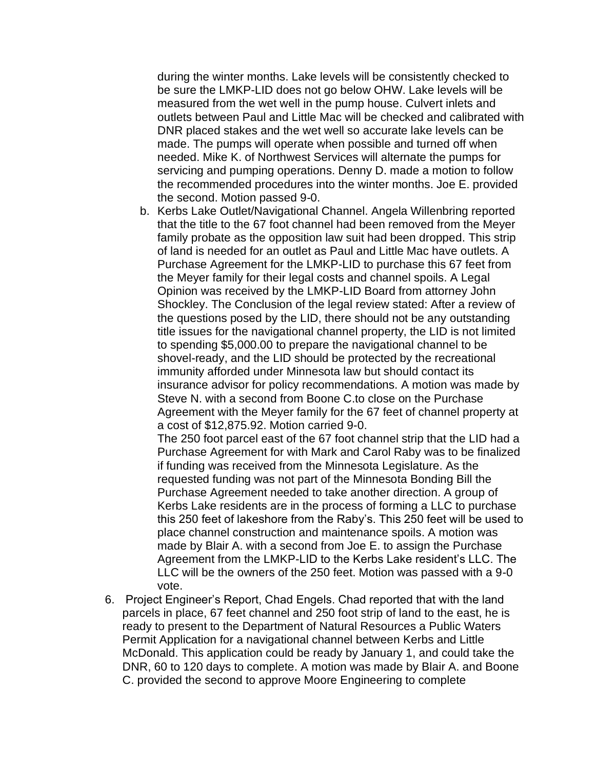during the winter months. Lake levels will be consistently checked to be sure the LMKP-LID does not go below OHW. Lake levels will be measured from the wet well in the pump house. Culvert inlets and outlets between Paul and Little Mac will be checked and calibrated with DNR placed stakes and the wet well so accurate lake levels can be made. The pumps will operate when possible and turned off when needed. Mike K. of Northwest Services will alternate the pumps for servicing and pumping operations. Denny D. made a motion to follow the recommended procedures into the winter months. Joe E. provided the second. Motion passed 9-0.

b. Kerbs Lake Outlet/Navigational Channel. Angela Willenbring reported that the title to the 67 foot channel had been removed from the Meyer family probate as the opposition law suit had been dropped. This strip of land is needed for an outlet as Paul and Little Mac have outlets. A Purchase Agreement for the LMKP-LID to purchase this 67 feet from the Meyer family for their legal costs and channel spoils. A Legal Opinion was received by the LMKP-LID Board from attorney John Shockley. The Conclusion of the legal review stated: After a review of the questions posed by the LID, there should not be any outstanding title issues for the navigational channel property, the LID is not limited to spending $5,000.00 to prepare the navigational channel to be shovel-ready, and the LID should be protected by the recreational immunity afforded under Minnesota law but should contact its insurance advisor for policy recommendations. A motion was made by Steve N. with a second from Boone C.to close on the Purchase Agreement with the Meyer family for the 67 feet of channel property at a cost of $12,875.92. Motion carried 9-0.

   The 250 foot parcel east of the 67 foot channel strip that the LID had a Purchase Agreement for with Mark and Carol Raby was to be finalized if funding was received from the Minnesota Legislature. As the requested funding was not part of the Minnesota Bonding Bill the Purchase Agreement needed to take another direction. A group of Kerbs Lake residents are in the process of forming a LLC to purchase this 250 feet of lakeshore from the Raby's. This 250 feet will be used to place channel construction and maintenance spoils. A motion was made by Blair A. with a second from Joe E. to assign the Purchase Agreement from the LMKP-LID to the Kerbs Lake resident's LLC. The LLC will be the owners of the 250 feet. Motion was passed with a 9-0 vote.

6. Project Engineer's Report, Chad Engels. Chad reported that with the land parcels in place, 67 feet channel and 250 foot strip of land to the east, he is ready to present to the Department of Natural Resources a Public Waters Permit Application for a navigational channel between Kerbs and Little McDonald. This application could be ready by January 1, and could take the DNR, 60 to 120 days to complete. A motion was made by Blair A. and Boone C. provided the second to approve Moore Engineering to complete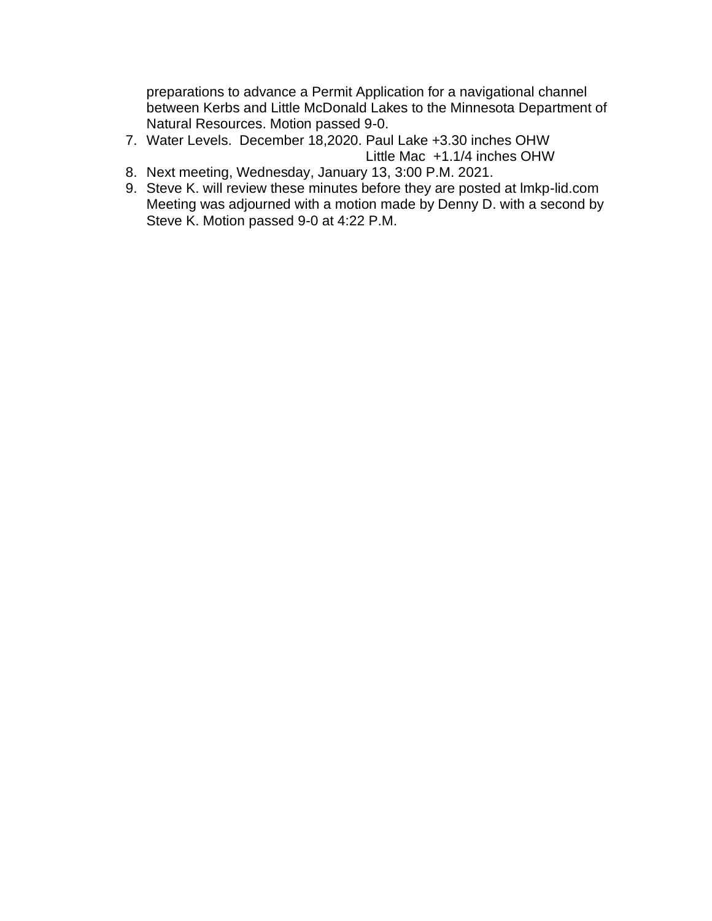preparations to advance a Permit Application for a navigational channel between Kerbs and Little McDonald Lakes to the Minnesota Department of Natural Resources. Motion passed 9-0.

7. Water Levels. December 18,2020. Paul Lake +3.30 inches OHW
   Little Mac +1.1/4 inches OHW
8. Next meeting, Wednesday, January 13, 3:00 P.M. 2021.
9. Steve K. will review these minutes before they are posted at lmkp-lid.com
   Meeting was adjourned with a motion made by Denny D. with a second by Steve K. Motion passed 9-0 at 4:22 P.M.